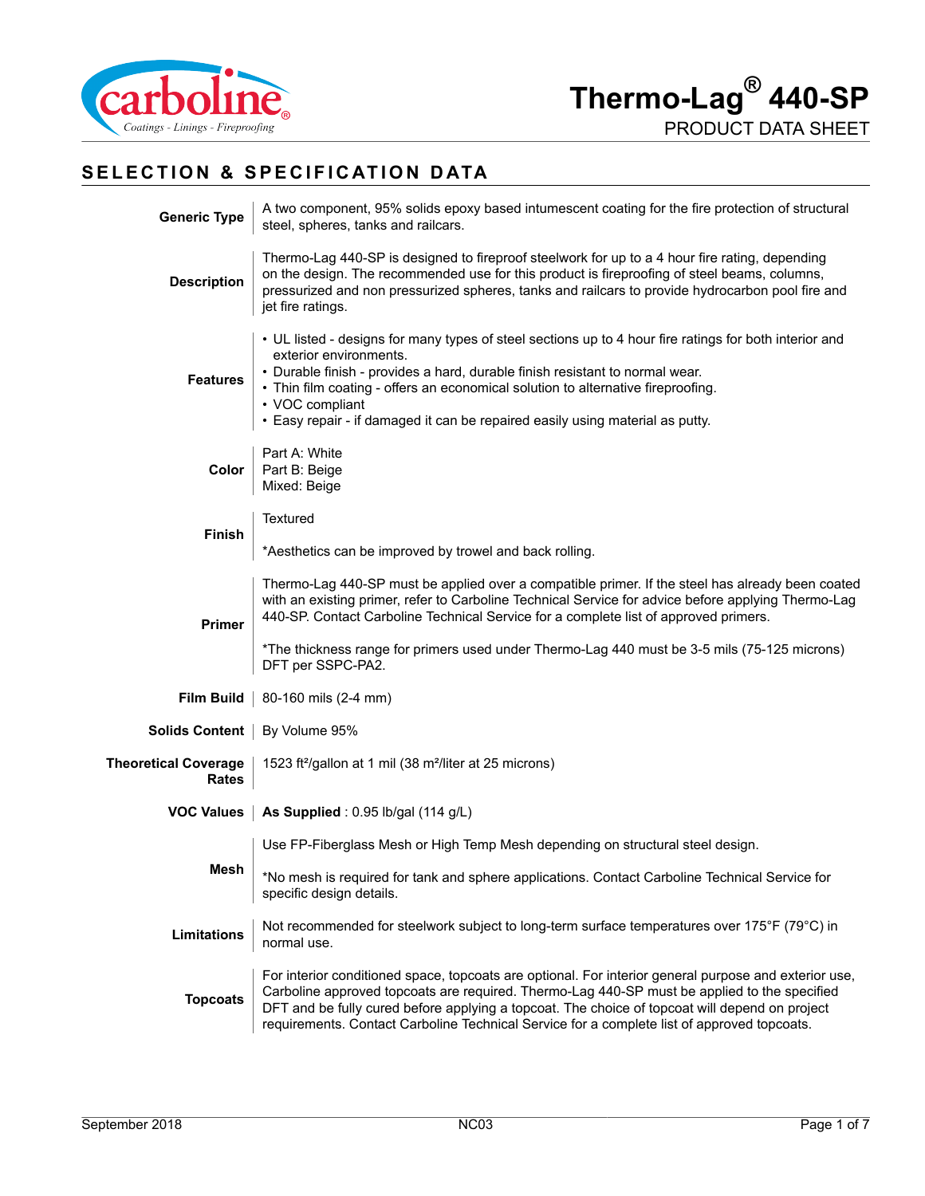# Thermo-Lag® 440-SP

PRODUCT DATA SHEET

## SELECTION & SPECIFICATION DATA

**Generic Type**

A two component, 95% solids epoxy based intumescent coating for the fire protection of structural steel, spheres, tanks and railcars.

**Description**

Thermo-Lag 440-SP is designed to fireproof steelwork for up to a 4 hour fire rating, depending on the design. The recommended use for this product is fireproofing of steel beams, columns, pressurized and non pressurized spheres, tanks and railcars to provide hydrocarbon pool fire and jet fire ratings.

**Features**

- UL listed - designs for many types of steel sections up to 4 hour fire ratings for both interior and exterior environments.
- Durable finish - provides a hard, durable finish resistant to normal wear.
- Thin film coating - offers an economical solution to alternative fireproofing.
- VOC compliant
- Easy repair - if damaged it can be repaired easily using material as putty.

**Color**

Part A: White
Part B: Beige
Mixed: Beige

**Finish**

Textured

*Aesthetics can be improved by trowel and back rolling.

**Primer**

Thermo-Lag 440-SP must be applied over a compatible primer. If the steel has already been coated with an existing primer, refer to Carboline Technical Service for advice before applying Thermo-Lag 440-SP. Contact Carboline Technical Service for a complete list of approved primers.

*The thickness range for primers used under Thermo-Lag 440 must be 3-5 mils (75-125 microns) DFT per SSPC-PA2.

**Film Build**

80-160 mils (2-4 mm)

**Solids Content**

By Volume 95%

**Theoretical Coverage Rates**

1523 ft²/gallon at 1 mil (38 m²/liter at 25 microns)

**VOC Values**

**As Supplied** : 0.95 lb/gal (114 g/L)

**Mesh**

Use FP-Fiberglass Mesh or High Temp Mesh depending on structural steel design.

*No mesh is required for tank and sphere applications. Contact Carboline Technical Service for specific design details.

**Limitations**

Not recommended for steelwork subject to long-term surface temperatures over 175°F (79°C) in normal use.

**Topcoats**

For interior conditioned space, topcoats are optional. For interior general purpose and exterior use, Carboline approved topcoats are required. Thermo-Lag 440-SP must be applied to the specified DFT and be fully cured before applying a topcoat. The choice of topcoat will depend on project requirements. Contact Carboline Technical Service for a complete list of approved topcoats.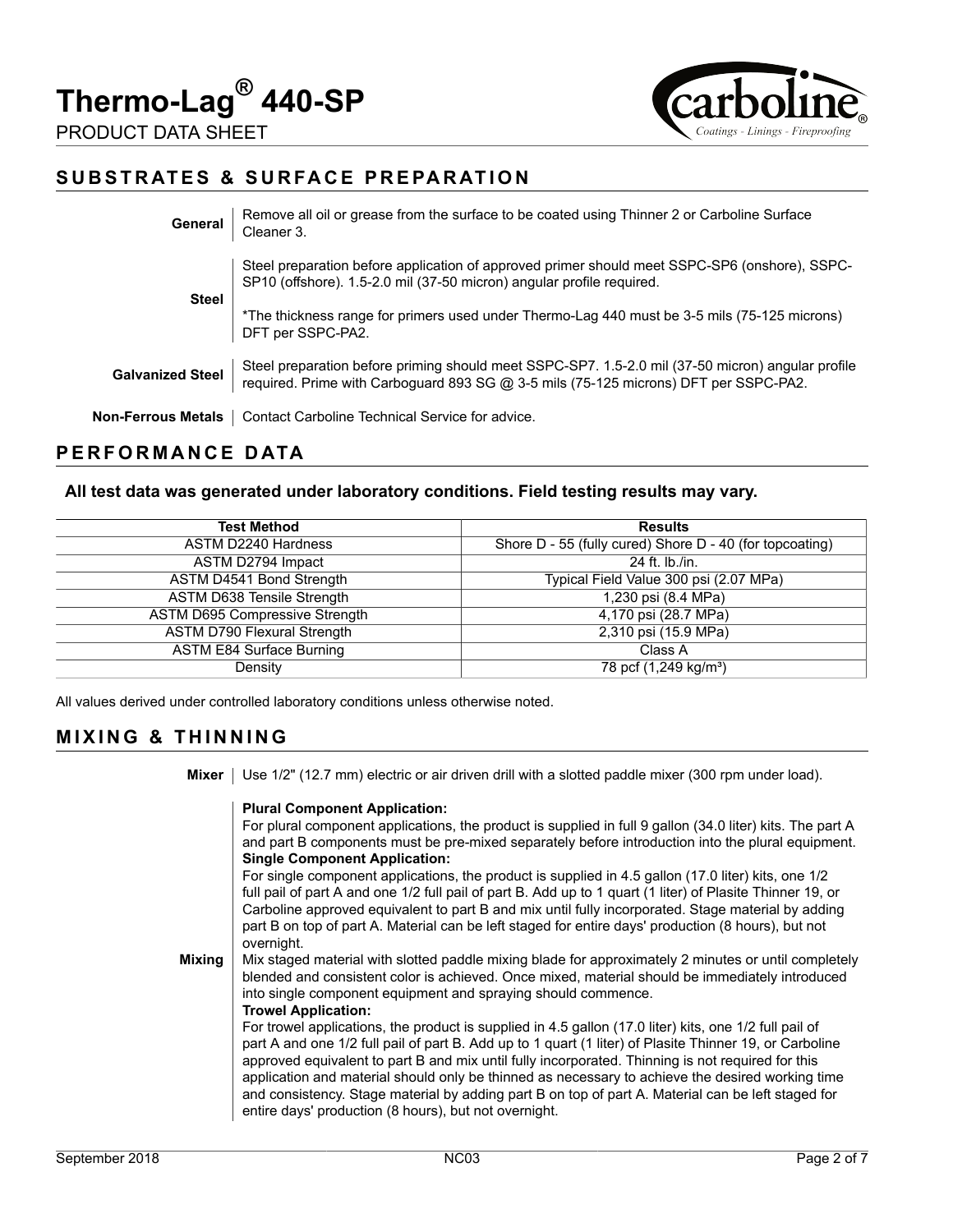## SUBSTRATES & SURFACE PREPARATION

**General** Remove all oil or grease from the surface to be coated using Thinner 2 or Carboline Surface Cleaner 3.

**Steel** Steel preparation before application of approved primer should meet SSPC-SP6 (onshore), SSPC-SP10 (offshore). 1.5-2.0 mil (37-50 micron) angular profile required.

*The thickness range for primers used under Thermo-Lag 440 must be 3-5 mils (75-125 microns) DFT per SSPC-PA2.

**Galvanized Steel** Steel preparation before priming should meet SSPC-SP7. 1.5-2.0 mil (37-50 micron) angular profile required. Prime with Carboguard 893 SG @ 3-5 mils (75-125 microns) DFT per SSPC-PA2.

**Non-Ferrous Metals** Contact Carboline Technical Service for advice.

## PERFORMANCE DATA

**All test data was generated under laboratory conditions. Field testing results may vary.**

| Test Method | Results |
|---|---|
| ASTM D2240 Hardness | Shore D - 55 (fully cured) Shore D - 40 (for topcoating) |
| ASTM D2794 Impact | 24 ft. lb./in. |
| ASTM D4541 Bond Strength | Typical Field Value 300 psi (2.07 MPa) |
| ASTM D638 Tensile Strength | 1,230 psi (8.4 MPa) |
| ASTM D695 Compressive Strength | 4,170 psi (28.7 MPa) |
| ASTM D790 Flexural Strength | 2,310 psi (15.9 MPa) |
| ASTM E84 Surface Burning | Class A |
| Density | 78 pcf (1,249 kg/m³) |

All values derived under controlled laboratory conditions unless otherwise noted.

## MIXING & THINNING

**Mixer** Use 1/2" (12.7 mm) electric or air driven drill with a slotted paddle mixer (300 rpm under load).

**Mixing**

**Plural Component Application:**
For plural component applications, the product is supplied in full 9 gallon (34.0 liter) kits. The part A and part B components must be pre-mixed separately before introduction into the plural equipment.

**Single Component Application:**
For single component applications, the product is supplied in 4.5 gallon (17.0 liter) kits, one 1/2 full pail of part A and one 1/2 full pail of part B. Add up to 1 quart (1 liter) of Plasite Thinner 19, or Carboline approved equivalent to part B and mix until fully incorporated. Stage material by adding part B on top of part A. Material can be left staged for entire days' production (8 hours), but not overnight.
Mix staged material with slotted paddle mixing blade for approximately 2 minutes or until completely blended and consistent color is achieved. Once mixed, material should be immediately introduced into single component equipment and spraying should commence.

**Trowel Application:**
For trowel applications, the product is supplied in 4.5 gallon (17.0 liter) kits, one 1/2 full pail of part A and one 1/2 full pail of part B. Add up to 1 quart (1 liter) of Plasite Thinner 19, or Carboline approved equivalent to part B and mix until fully incorporated. Thinning is not required for this application and material should only be thinned as necessary to achieve the desired working time and consistency. Stage material by adding part B on top of part A. Material can be left staged for entire days' production (8 hours), but not overnight.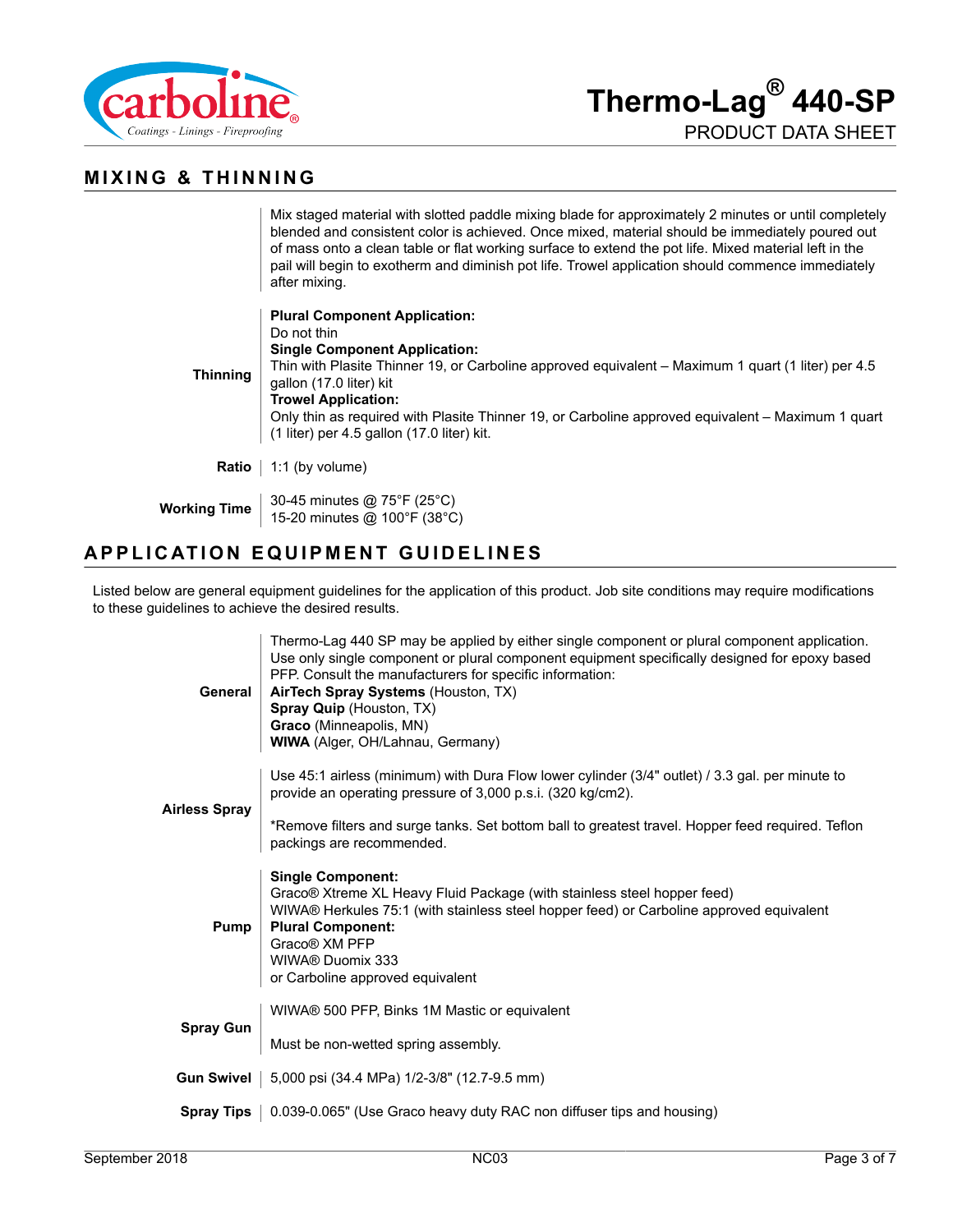## MIXING & THINNING

| | |
|---|---|
| | Mix staged material with slotted paddle mixing blade for approximately 2 minutes or until completely blended and consistent color is achieved. Once mixed, material should be immediately poured out of mass onto a clean table or flat working surface to extend the pot life. Mixed material left in the pail will begin to exotherm and diminish pot life. Trowel application should commence immediately after mixing. |
| **Thinning** | **Plural Component Application:**<br>Do not thin<br>**Single Component Application:**<br>Thin with Plasite Thinner 19, or Carboline approved equivalent – Maximum 1 quart (1 liter) per 4.5 gallon (17.0 liter) kit<br>**Trowel Application:**<br>Only thin as required with Plasite Thinner 19, or Carboline approved equivalent – Maximum 1 quart (1 liter) per 4.5 gallon (17.0 liter) kit. |
| **Ratio** | 1:1 (by volume) |
| **Working Time** | 30-45 minutes @ 75°F (25°C)<br>15-20 minutes @ 100°F (38°C) |

## APPLICATION EQUIPMENT GUIDELINES

Listed below are general equipment guidelines for the application of this product. Job site conditions may require modifications to these guidelines to achieve the desired results.

| | |
|---|---|
| **General** | Thermo-Lag 440 SP may be applied by either single component or plural component application. Use only single component or plural component equipment specifically designed for epoxy based PFP. Consult the manufacturers for specific information:<br>**AirTech Spray Systems** (Houston, TX)<br>**Spray Quip** (Houston, TX)<br>**Graco** (Minneapolis, MN)<br>**WIWA** (Alger, OH/Lahnau, Germany) |
| **Airless Spray** | Use 45:1 airless (minimum) with Dura Flow lower cylinder (3/4" outlet) / 3.3 gal. per minute to provide an operating pressure of 3,000 p.s.i. (320 kg/cm2).<br><br>*Remove filters and surge tanks. Set bottom ball to greatest travel. Hopper feed required. Teflon packings are recommended. |
| **Pump** | **Single Component:**<br>Graco® Xtreme XL Heavy Fluid Package (with stainless steel hopper feed)<br>WIWA® Herkules 75:1 (with stainless steel hopper feed) or Carboline approved equivalent<br>**Plural Component:**<br>Graco® XM PFP<br>WIWA® Duomix 333<br>or Carboline approved equivalent |
| **Spray Gun** | WIWA® 500 PFP, Binks 1M Mastic or equivalent<br><br>Must be non-wetted spring assembly. |
| **Gun Swivel** | 5,000 psi (34.4 MPa) 1/2-3/8" (12.7-9.5 mm) |
| **Spray Tips** | 0.039-0.065" (Use Graco heavy duty RAC non diffuser tips and housing) |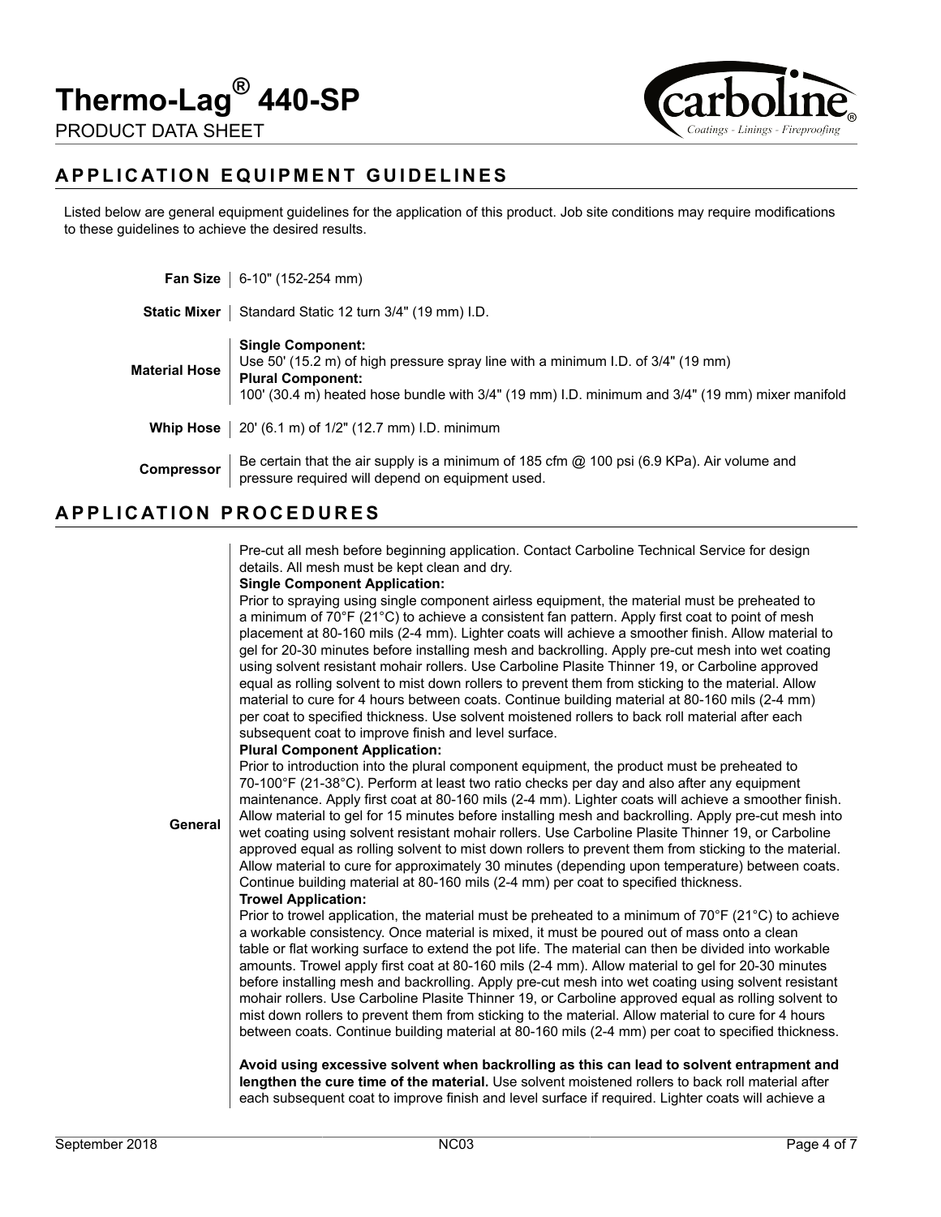## APPLICATION EQUIPMENT GUIDELINES

Listed below are general equipment guidelines for the application of this product. Job site conditions may require modifications to these guidelines to achieve the desired results.

| | |
|---|---|
| **Fan Size** | 6-10" (152-254 mm) |
| **Static Mixer** | Standard Static 12 turn 3/4" (19 mm) I.D. |
| **Material Hose** | **Single Component:**<br>Use 50' (15.2 m) of high pressure spray line with a minimum I.D. of 3/4" (19 mm)<br>**Plural Component:**<br>100' (30.4 m) heated hose bundle with 3/4" (19 mm) I.D. minimum and 3/4" (19 mm) mixer manifold |
| **Whip Hose** | 20' (6.1 m) of 1/2" (12.7 mm) I.D. minimum |
| **Compressor** | Be certain that the air supply is a minimum of 185 cfm @ 100 psi (6.9 KPa). Air volume and pressure required will depend on equipment used. |

## APPLICATION PROCEDURES

**General**

Pre-cut all mesh before beginning application. Contact Carboline Technical Service for design details. All mesh must be kept clean and dry.

**Single Component Application:**
Prior to spraying using single component airless equipment, the material must be preheated to a minimum of 70°F (21°C) to achieve a consistent fan pattern. Apply first coat to point of mesh placement at 80-160 mils (2-4 mm). Lighter coats will achieve a smoother finish. Allow material to gel for 20-30 minutes before installing mesh and backrolling. Apply pre-cut mesh into wet coating using solvent resistant mohair rollers. Use Carboline Plasite Thinner 19, or Carboline approved equal as rolling solvent to mist down rollers to prevent them from sticking to the material. Allow material to cure for 4 hours between coats. Continue building material at 80-160 mils (2-4 mm) per coat to specified thickness. Use solvent moistened rollers to back roll material after each subsequent coat to improve finish and level surface.

**Plural Component Application:**
Prior to introduction into the plural component equipment, the product must be preheated to 70-100°F (21-38°C). Perform at least two ratio checks per day and also after any equipment maintenance. Apply first coat at 80-160 mils (2-4 mm). Lighter coats will achieve a smoother finish. Allow material to gel for 15 minutes before installing mesh and backrolling. Apply pre-cut mesh into wet coating using solvent resistant mohair rollers. Use Carboline Plasite Thinner 19, or Carboline approved equal as rolling solvent to mist down rollers to prevent them from sticking to the material. Allow material to cure for approximately 30 minutes (depending upon temperature) between coats. Continue building material at 80-160 mils (2-4 mm) per coat to specified thickness.

**Trowel Application:**
Prior to trowel application, the material must be preheated to a minimum of 70°F (21°C) to achieve a workable consistency. Once material is mixed, it must be poured out of mass onto a clean table or flat working surface to extend the pot life. The material can then be divided into workable amounts. Trowel apply first coat at 80-160 mils (2-4 mm). Allow material to gel for 20-30 minutes before installing mesh and backrolling. Apply pre-cut mesh into wet coating using solvent resistant mohair rollers. Use Carboline Plasite Thinner 19, or Carboline approved equal as rolling solvent to mist down rollers to prevent them from sticking to the material. Allow material to cure for 4 hours between coats. Continue building material at 80-160 mils (2-4 mm) per coat to specified thickness.

**Avoid using excessive solvent when backrolling as this can lead to solvent entrapment and lengthen the cure time of the material.** Use solvent moistened rollers to back roll material after each subsequent coat to improve finish and level surface if required. Lighter coats will achieve a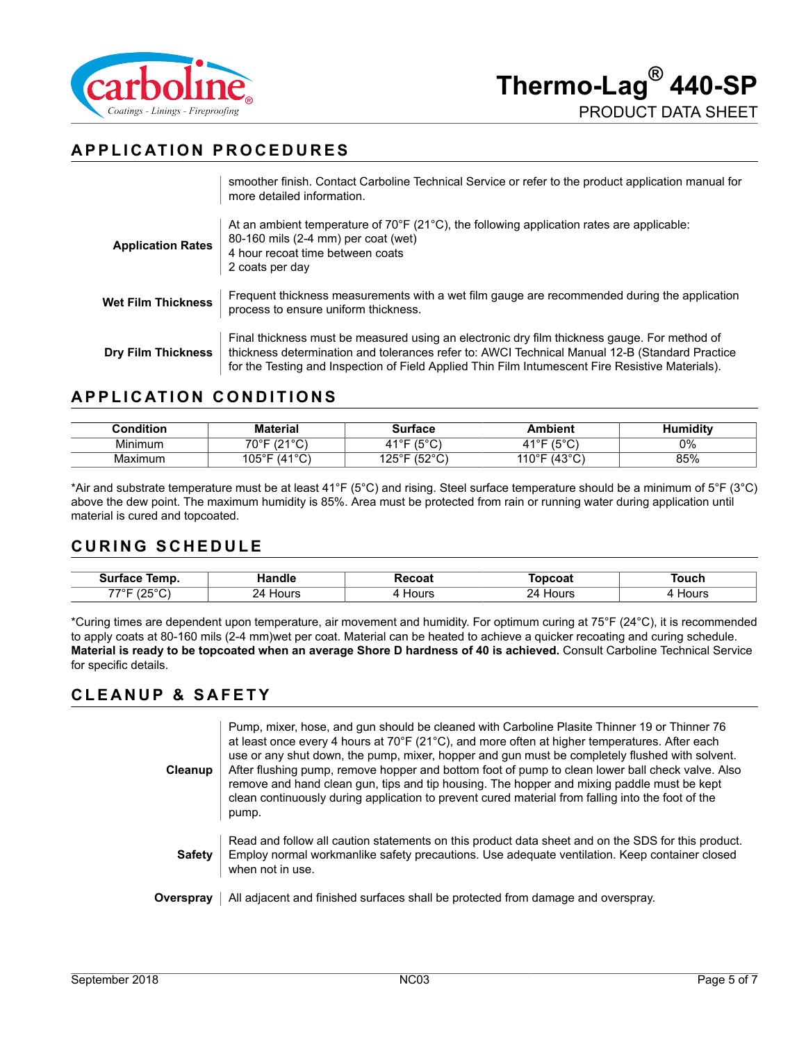## APPLICATION PROCEDURES

| | |
|---|---|
| | smoother finish. Contact Carboline Technical Service or refer to the product application manual for more detailed information. |
| **Application Rates** | At an ambient temperature of 70°F (21°C), the following application rates are applicable:<br>80-160 mils (2-4 mm) per coat (wet)<br>4 hour recoat time between coats<br>2 coats per day |
| **Wet Film Thickness** | Frequent thickness measurements with a wet film gauge are recommended during the application process to ensure uniform thickness. |
| **Dry Film Thickness** | Final thickness must be measured using an electronic dry film thickness gauge. For method of thickness determination and tolerances refer to: AWCI Technical Manual 12-B (Standard Practice for the Testing and Inspection of Field Applied Thin Film Intumescent Fire Resistive Materials). |

## APPLICATION CONDITIONS

| Condition | Material | Surface | Ambient | Humidity |
|---|---|---|---|---|
| Minimum | 70°F (21°C) | 41°F (5°C) | 41°F (5°C) | 0% |
| Maximum | 105°F (41°C) | 125°F (52°C) | 110°F (43°C) | 85% |

*Air and substrate temperature must be at least 41°F (5°C) and rising. Steel surface temperature should be a minimum of 5°F (3°C) above the dew point. The maximum humidity is 85%. Area must be protected from rain or running water during application until material is cured and topcoated.

## CURING SCHEDULE

| Surface Temp. | Handle | Recoat | Topcoat | Touch |
|---|---|---|---|---|
| 77°F (25°C) | 24 Hours | 4 Hours | 24 Hours | 4 Hours |

*Curing times are dependent upon temperature, air movement and humidity. For optimum curing at 75°F (24°C), it is recommended to apply coats at 80-160 mils (2-4 mm)wet per coat. Material can be heated to achieve a quicker recoating and curing schedule. **Material is ready to be topcoated when an average Shore D hardness of 40 is achieved.** Consult Carboline Technical Service for specific details.

## CLEANUP & SAFETY

| | |
|---|---|
| **Cleanup** | Pump, mixer, hose, and gun should be cleaned with Carboline Plasite Thinner 19 or Thinner 76 at least once every 4 hours at 70°F (21°C), and more often at higher temperatures. After each use or any shut down, the pump, mixer, hopper and gun must be completely flushed with solvent. After flushing pump, remove hopper and bottom foot of pump to clean lower ball check valve. Also remove and hand clean gun, tips and tip housing. The hopper and mixing paddle must be kept clean continuously during application to prevent cured material from falling into the foot of the pump. |
| **Safety** | Read and follow all caution statements on this product data sheet and on the SDS for this product. Employ normal workmanlike safety precautions. Use adequate ventilation. Keep container closed when not in use. |
| **Overspray** | All adjacent and finished surfaces shall be protected from damage and overspray. |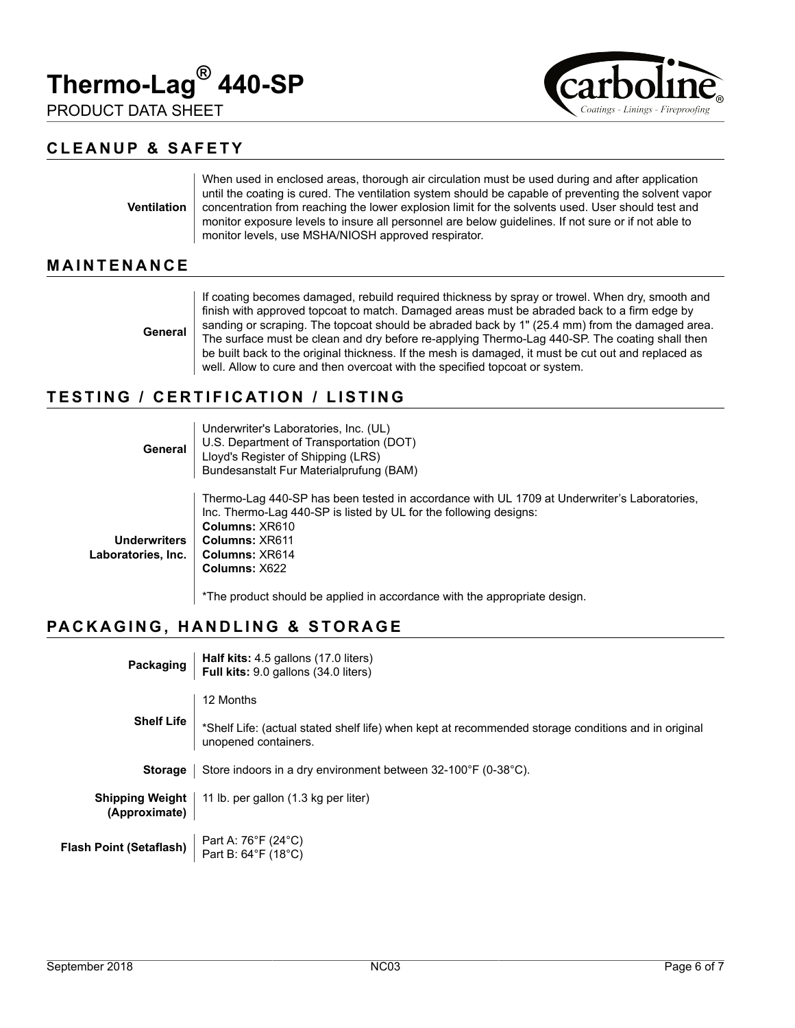## CLEANUP & SAFETY

| | |
|---|---|
| **Ventilation** | When used in enclosed areas, thorough air circulation must be used during and after application until the coating is cured. The ventilation system should be capable of preventing the solvent vapor concentration from reaching the lower explosion limit for the solvents used. User should test and monitor exposure levels to insure all personnel are below guidelines. If not sure or if not able to monitor levels, use MSHA/NIOSH approved respirator. |

## MAINTENANCE

| | |
|---|---|
| **General** | If coating becomes damaged, rebuild required thickness by spray or trowel. When dry, smooth and finish with approved topcoat to match. Damaged areas must be abraded back to a firm edge by sanding or scraping. The topcoat should be abraded back by 1" (25.4 mm) from the damaged area. The surface must be clean and dry before re-applying Thermo-Lag 440-SP. The coating shall then be built back to the original thickness. If the mesh is damaged, it must be cut out and replaced as well. Allow to cure and then overcoat with the specified topcoat or system. |

## TESTING / CERTIFICATION / LISTING

| | |
|---|---|
| **General** | Underwriter's Laboratories, Inc. (UL)<br>U.S. Department of Transportation (DOT)<br>Lloyd's Register of Shipping (LRS)<br>Bundesanstalt Fur Materialprufung (BAM) |
| **Underwriters Laboratories, Inc.** | Thermo-Lag 440-SP has been tested in accordance with UL 1709 at Underwriter's Laboratories, Inc. Thermo-Lag 440-SP is listed by UL for the following designs:<br>**Columns:** XR610<br>**Columns:** XR611<br>**Columns:** XR614<br>**Columns:** X622<br><br>*The product should be applied in accordance with the appropriate design. |

## PACKAGING, HANDLING & STORAGE

| | |
|---|---|
| **Packaging** | **Half kits:** 4.5 gallons (17.0 liters)<br>**Full kits:** 9.0 gallons (34.0 liters) |
| **Shelf Life** | 12 Months<br><br>*Shelf Life: (actual stated shelf life) when kept at recommended storage conditions and in original unopened containers. |
| **Storage** | Store indoors in a dry environment between 32-100°F (0-38°C). |
| **Shipping Weight (Approximate)** | 11 lb. per gallon (1.3 kg per liter) |
| **Flash Point (Setaflash)** | Part A: 76°F (24°C)<br>Part B: 64°F (18°C) |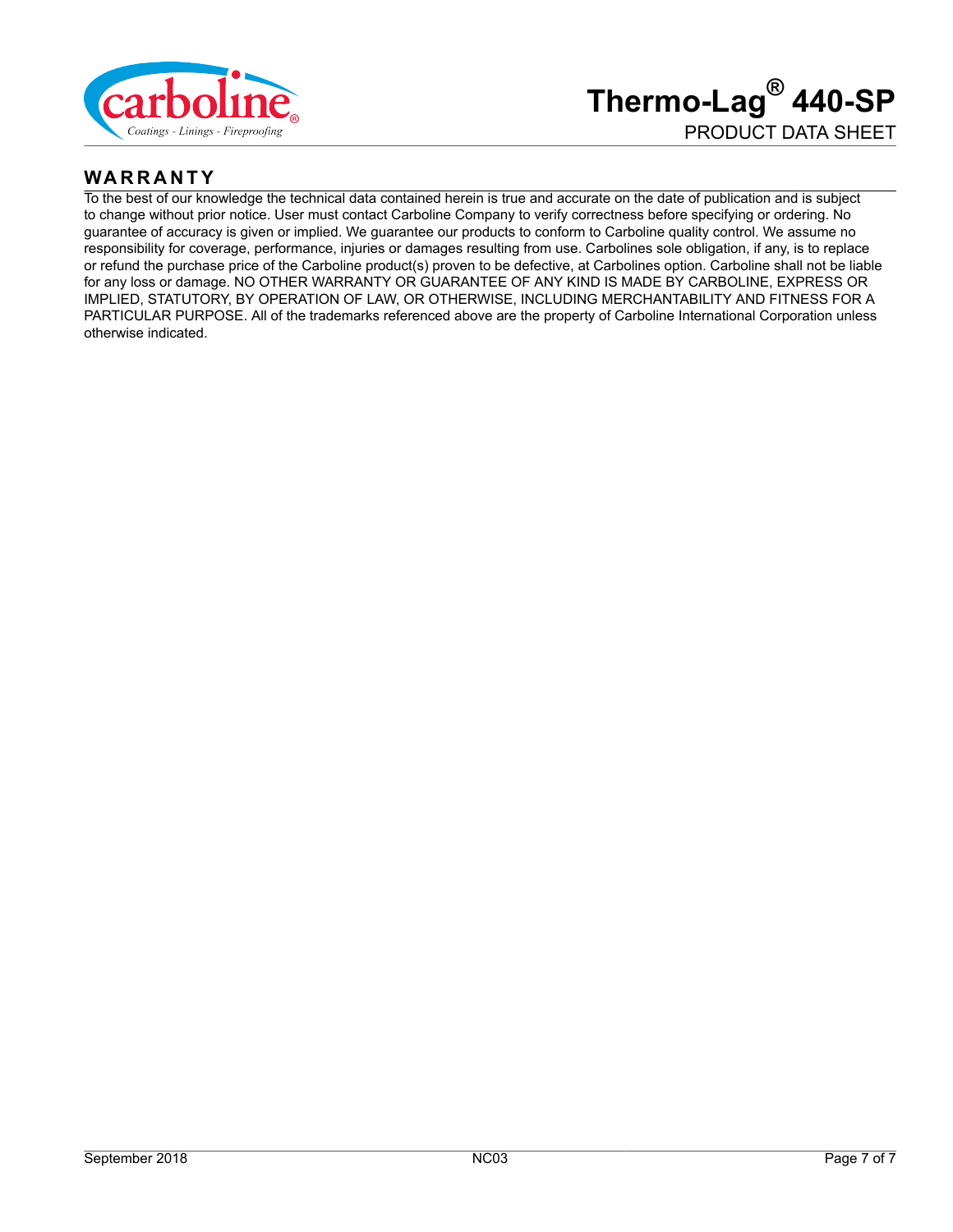## WARRANTY

To the best of our knowledge the technical data contained herein is true and accurate on the date of publication and is subject to change without prior notice. User must contact Carboline Company to verify correctness before specifying or ordering. No guarantee of accuracy is given or implied. We guarantee our products to conform to Carboline quality control. We assume no responsibility for coverage, performance, injuries or damages resulting from use. Carbolines sole obligation, if any, is to replace or refund the purchase price of the Carboline product(s) proven to be defective, at Carbolines option. Carboline shall not be liable for any loss or damage. NO OTHER WARRANTY OR GUARANTEE OF ANY KIND IS MADE BY CARBOLINE, EXPRESS OR IMPLIED, STATUTORY, BY OPERATION OF LAW, OR OTHERWISE, INCLUDING MERCHANTABILITY AND FITNESS FOR A PARTICULAR PURPOSE. All of the trademarks referenced above are the property of Carboline International Corporation unless otherwise indicated.